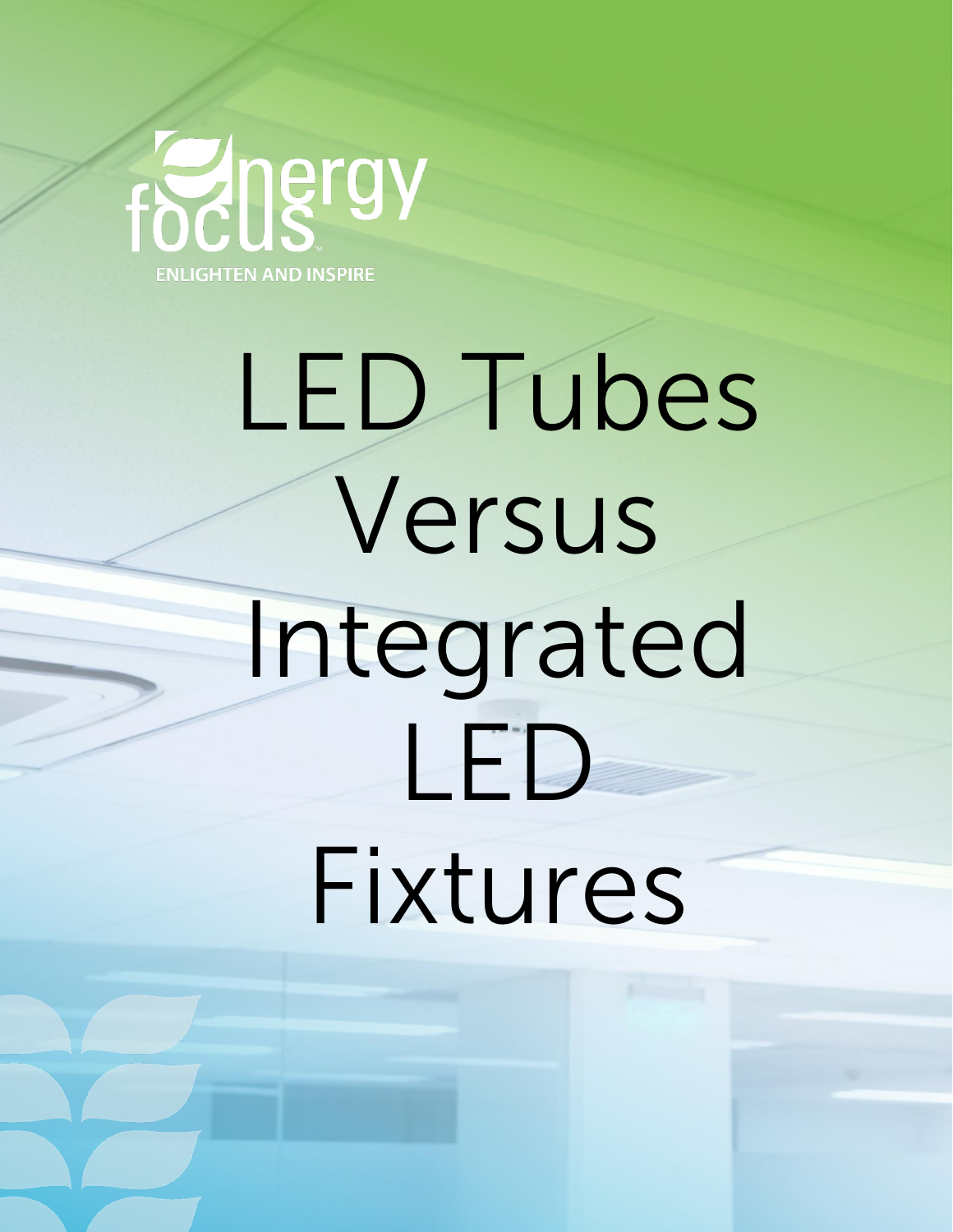energy focus

ENLIGHTEN AND INSPIRE

# LED Tubes Versus Integrated LED Fixtures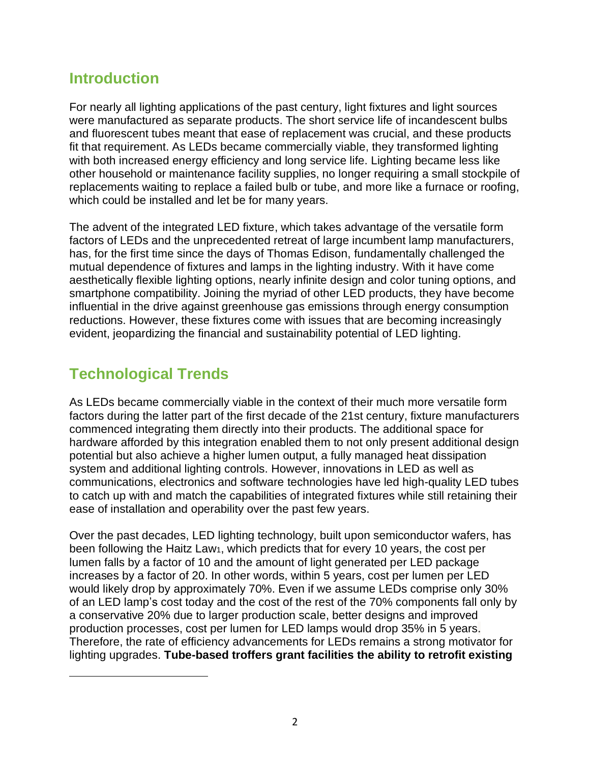## Introduction

For nearly all lighting applications of the past century, light fixtures and light sources were manufactured as separate products. The short service life of incandescent bulbs and fluorescent tubes meant that ease of replacement was crucial, and these products fit that requirement. As LEDs became commercially viable, they transformed lighting with both increased energy efficiency and long service life. Lighting became less like other household or maintenance facility supplies, no longer requiring a small stockpile of replacements waiting to replace a failed bulb or tube, and more like a furnace or roofing, which could be installed and let be for many years.

The advent of the integrated LED fixture, which takes advantage of the versatile form factors of LEDs and the unprecedented retreat of large incumbent lamp manufacturers, has, for the first time since the days of Thomas Edison, fundamentally challenged the mutual dependence of fixtures and lamps in the lighting industry. With it have come aesthetically flexible lighting options, nearly infinite design and color tuning options, and smartphone compatibility. Joining the myriad of other LED products, they have become influential in the drive against greenhouse gas emissions through energy consumption reductions. However, these fixtures come with issues that are becoming increasingly evident, jeopardizing the financial and sustainability potential of LED lighting.

## Technological Trends

As LEDs became commercially viable in the context of their much more versatile form factors during the latter part of the first decade of the 21st century, fixture manufacturers commenced integrating them directly into their products. The additional space for hardware afforded by this integration enabled them to not only present additional design potential but also achieve a higher lumen output, a fully managed heat dissipation system and additional lighting controls. However, innovations in LED as well as communications, electronics and software technologies have led high-quality LED tubes to catch up with and match the capabilities of integrated fixtures while still retaining their ease of installation and operability over the past few years.

Over the past decades, LED lighting technology, built upon semiconductor wafers, has been following the Haitz Law[1], which predicts that for every 10 years, the cost per lumen falls by a factor of 10 and the amount of light generated per LED package increases by a factor of 20. In other words, within 5 years, cost per lumen per LED would likely drop by approximately 70%. Even if we assume LEDs comprise only 30% of an LED lamp's cost today and the cost of the rest of the 70% components fall only by a conservative 20% due to larger production scale, better designs and improved production processes, cost per lumen for LED lamps would drop 35% in 5 years. Therefore, the rate of efficiency advancements for LEDs remains a strong motivator for lighting upgrades. **Tube-based troffers grant facilities the ability to retrofit existing**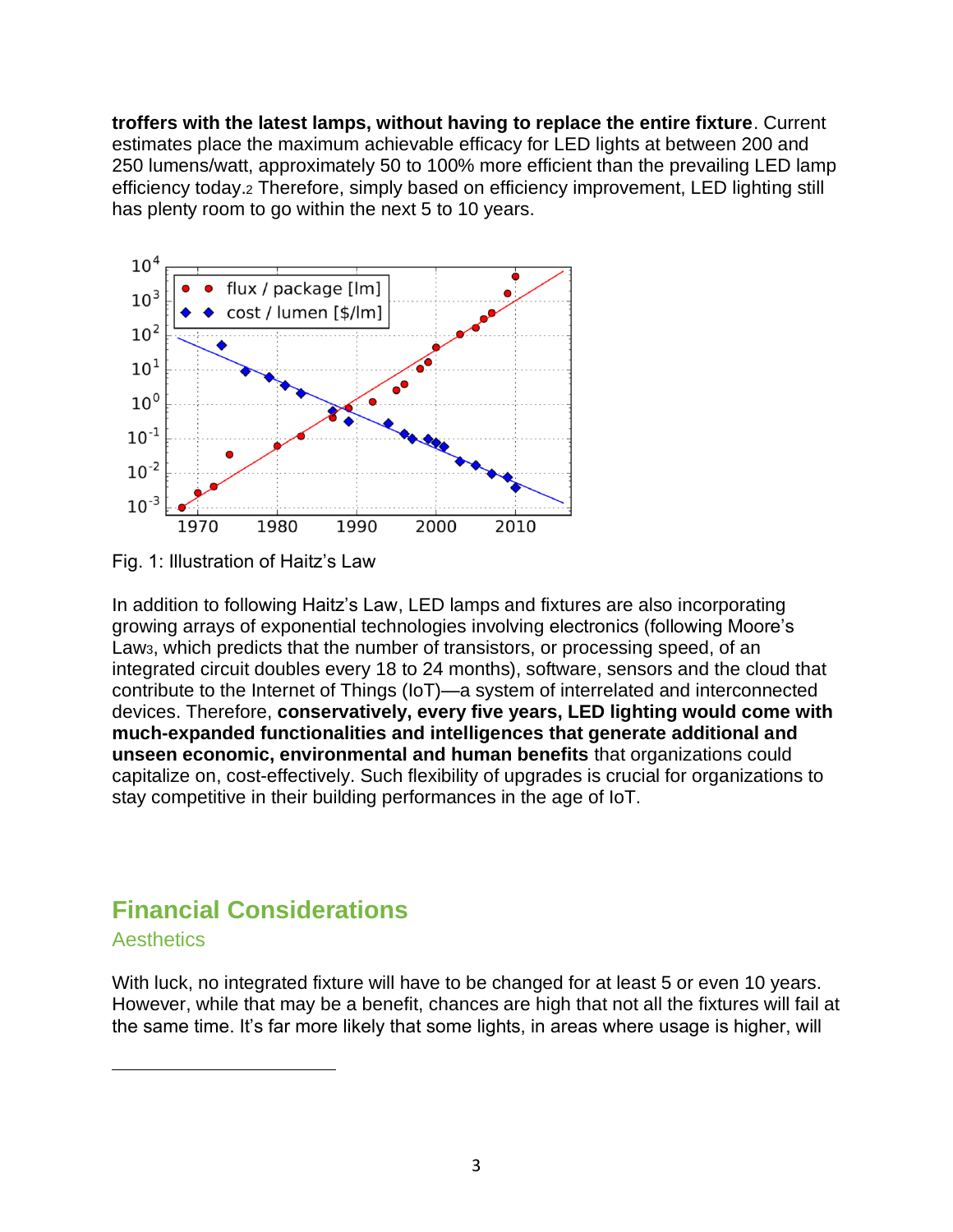**troffers with the latest lamps, without having to replace the entire fixture**. Current estimates place the maximum achievable efficacy for LED lights at between 200 and 250 lumens/watt, approximately 50 to 100% more efficient than the prevailing LED lamp efficiency today.[2] Therefore, simply based on efficiency improvement, LED lighting still has plenty room to go within the next 5 to 10 years.

Fig. 1: Illustration of Haitz's Law

In addition to following Haitz's Law, LED lamps and fixtures are also incorporating growing arrays of exponential technologies involving electronics (following Moore's Law[3], which predicts that the number of transistors, or processing speed, of an integrated circuit doubles every 18 to 24 months), software, sensors and the cloud that contribute to the Internet of Things (IoT)—a system of interrelated and interconnected devices. Therefore, **conservatively, every five years, LED lighting would come with much-expanded functionalities and intelligences that generate additional and unseen economic, environmental and human benefits** that organizations could capitalize on, cost-effectively. Such flexibility of upgrades is crucial for organizations to stay competitive in their building performances in the age of IoT.

## Financial Considerations

### Aesthetics

With luck, no integrated fixture will have to be changed for at least 5 or even 10 years. However, while that may be a benefit, chances are high that not all the fixtures will fail at the same time. It's far more likely that some lights, in areas where usage is higher, will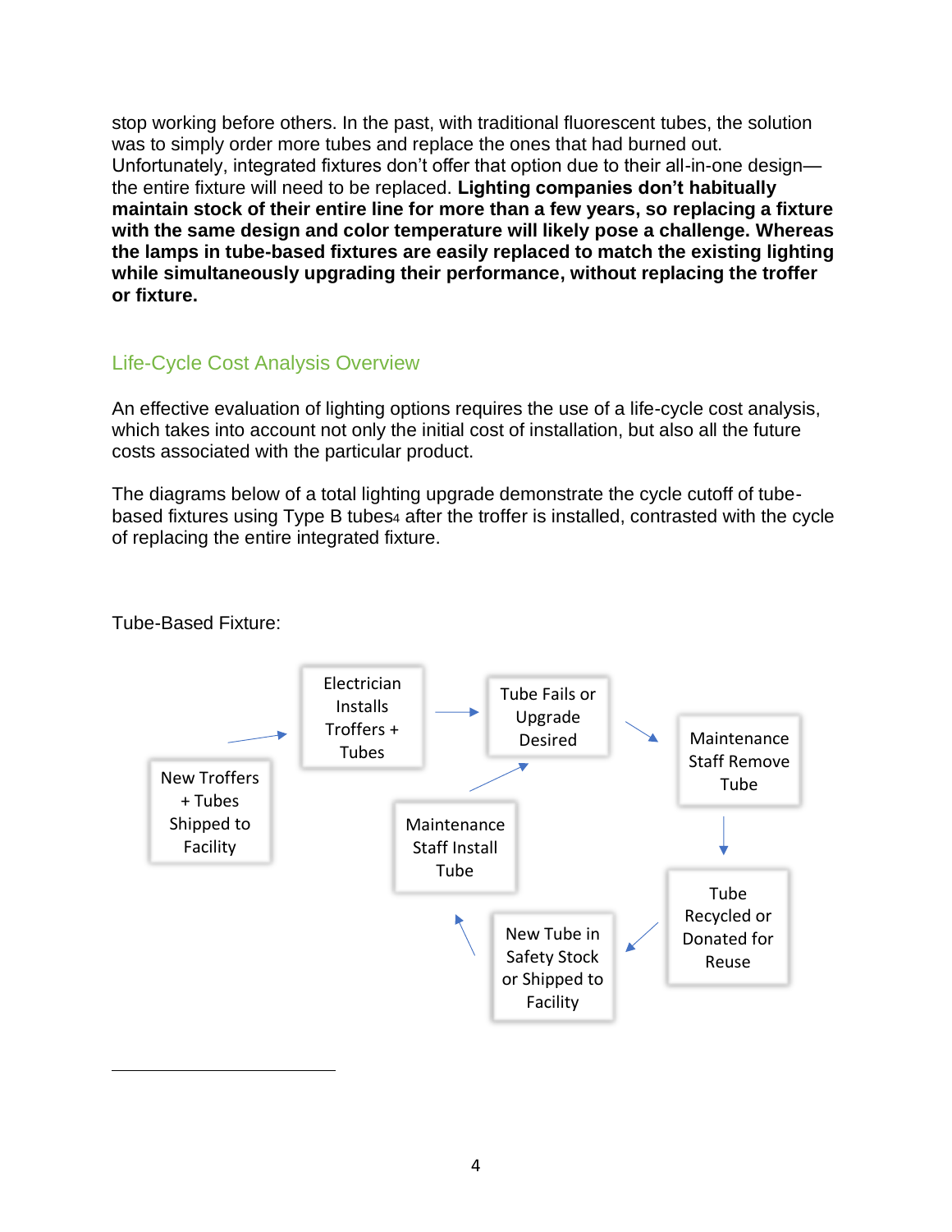stop working before others. In the past, with traditional fluorescent tubes, the solution was to simply order more tubes and replace the ones that had burned out. Unfortunately, integrated fixtures don't offer that option due to their all-in-one design—the entire fixture will need to be replaced. **Lighting companies don't habitually maintain stock of their entire line for more than a few years, so replacing a fixture with the same design and color temperature will likely pose a challenge. Whereas the lamps in tube-based fixtures are easily replaced to match the existing lighting while simultaneously upgrading their performance, without replacing the troffer or fixture.**

## Life-Cycle Cost Analysis Overview

An effective evaluation of lighting options requires the use of a life-cycle cost analysis, which takes into account not only the initial cost of installation, but also all the future costs associated with the particular product.

The diagrams below of a total lighting upgrade demonstrate the cycle cutoff of tube-based fixtures using Type B tubes[4] after the troffer is installed, contrasted with the cycle of replacing the entire integrated fixture.

Tube-Based Fixture:

New Troffers + Tubes Shipped to Facility → Electrician Installs Troffers + Tubes → Tube Fails or Upgrade Desired → Maintenance Staff Remove Tube → Tube Recycled or Donated for Reuse → New Tube in Safety Stock or Shipped to Facility → Maintenance Staff Install Tube → Tube Fails or Upgrade Desired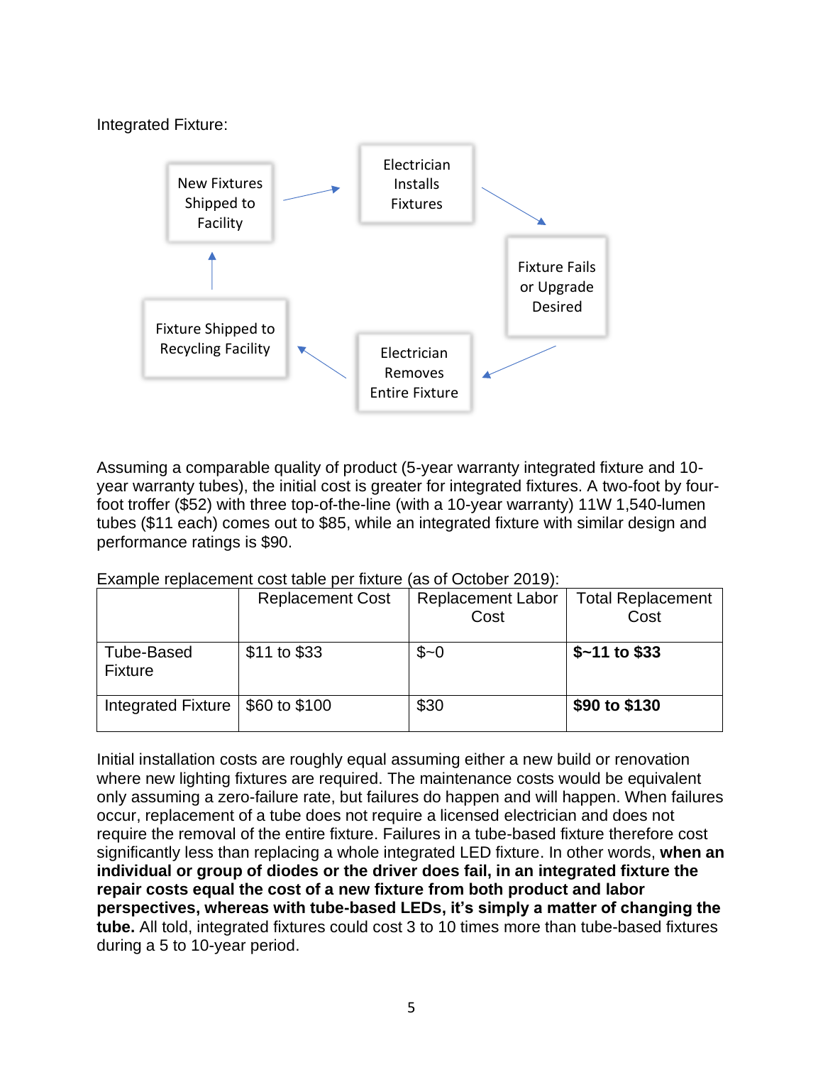Integrated Fixture:

New Fixtures Shipped to Facility → Electrician Installs Fixtures → Fixture Fails or Upgrade Desired → Electrician Removes Entire Fixture → Fixture Shipped to Recycling Facility → New Fixtures Shipped to Facility

Assuming a comparable quality of product (5-year warranty integrated fixture and 10-year warranty tubes), the initial cost is greater for integrated fixtures. A two-foot by four-foot troffer ($52) with three top-of-the-line (with a 10-year warranty) 11W 1,540-lumen tubes ($11 each) comes out to $85, while an integrated fixture with similar design and performance ratings is $90.

Example replacement cost table per fixture (as of October 2019):

| | Replacement Cost | Replacement Labor Cost | Total Replacement Cost |
|---|---|---|---|
| Tube-Based Fixture | $11 to $33 | $~0 | **$~11 to $33** |
| Integrated Fixture | $60 to $100 | $30 | **$90 to $130** |

Initial installation costs are roughly equal assuming either a new build or renovation where new lighting fixtures are required. The maintenance costs would be equivalent only assuming a zero-failure rate, but failures do happen and will happen. When failures occur, replacement of a tube does not require a licensed electrician and does not require the removal of the entire fixture. Failures in a tube-based fixture therefore cost significantly less than replacing a whole integrated LED fixture. In other words, **when an individual or group of diodes or the driver does fail, in an integrated fixture the repair costs equal the cost of a new fixture from both product and labor perspectives, whereas with tube-based LEDs, it's simply a matter of changing the tube.** All told, integrated fixtures could cost 3 to 10 times more than tube-based fixtures during a 5 to 10-year period.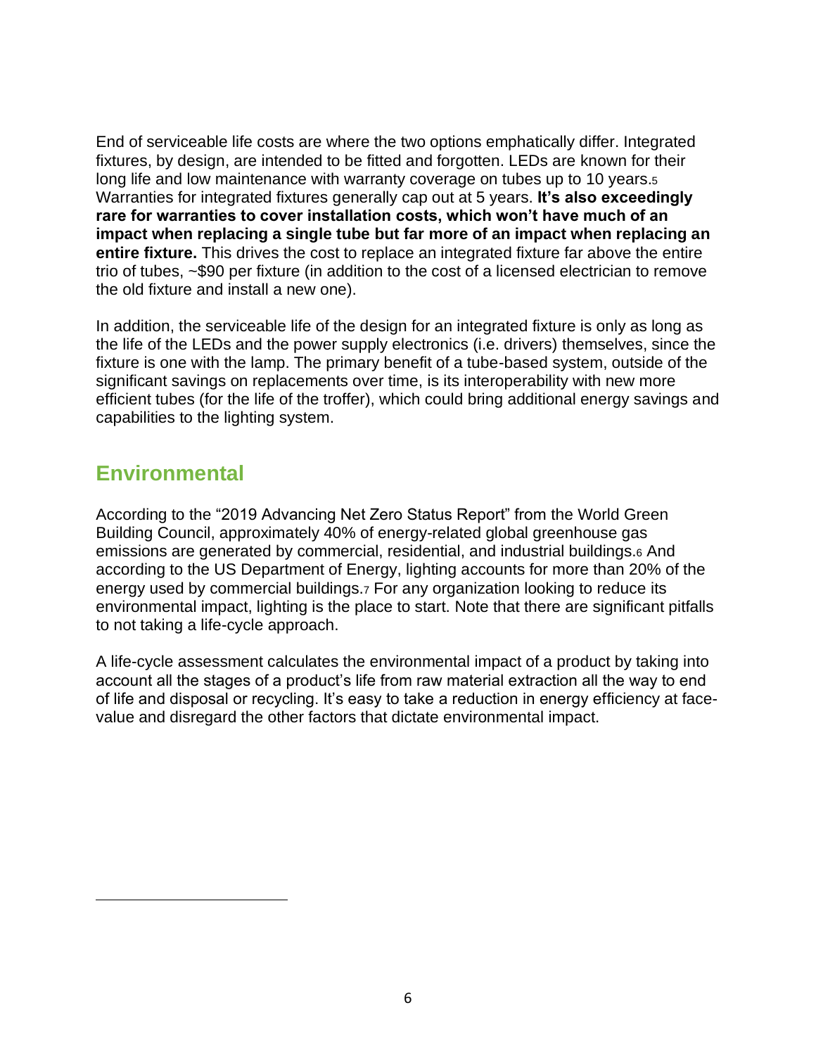End of serviceable life costs are where the two options emphatically differ. Integrated fixtures, by design, are intended to be fitted and forgotten. LEDs are known for their long life and low maintenance with warranty coverage on tubes up to 10 years.[5] Warranties for integrated fixtures generally cap out at 5 years. **It's also exceedingly rare for warranties to cover installation costs, which won't have much of an impact when replacing a single tube but far more of an impact when replacing an entire fixture.** This drives the cost to replace an integrated fixture far above the entire trio of tubes, ~$90 per fixture (in addition to the cost of a licensed electrician to remove the old fixture and install a new one).

In addition, the serviceable life of the design for an integrated fixture is only as long as the life of the LEDs and the power supply electronics (i.e. drivers) themselves, since the fixture is one with the lamp. The primary benefit of a tube-based system, outside of the significant savings on replacements over time, is its interoperability with new more efficient tubes (for the life of the troffer), which could bring additional energy savings and capabilities to the lighting system.

## Environmental

According to the "2019 Advancing Net Zero Status Report" from the World Green Building Council, approximately 40% of energy-related global greenhouse gas emissions are generated by commercial, residential, and industrial buildings.[6] And according to the US Department of Energy, lighting accounts for more than 20% of the energy used by commercial buildings.[7] For any organization looking to reduce its environmental impact, lighting is the place to start. Note that there are significant pitfalls to not taking a life-cycle approach.

A life-cycle assessment calculates the environmental impact of a product by taking into account all the stages of a product's life from raw material extraction all the way to end of life and disposal or recycling. It's easy to take a reduction in energy efficiency at face-value and disregard the other factors that dictate environmental impact.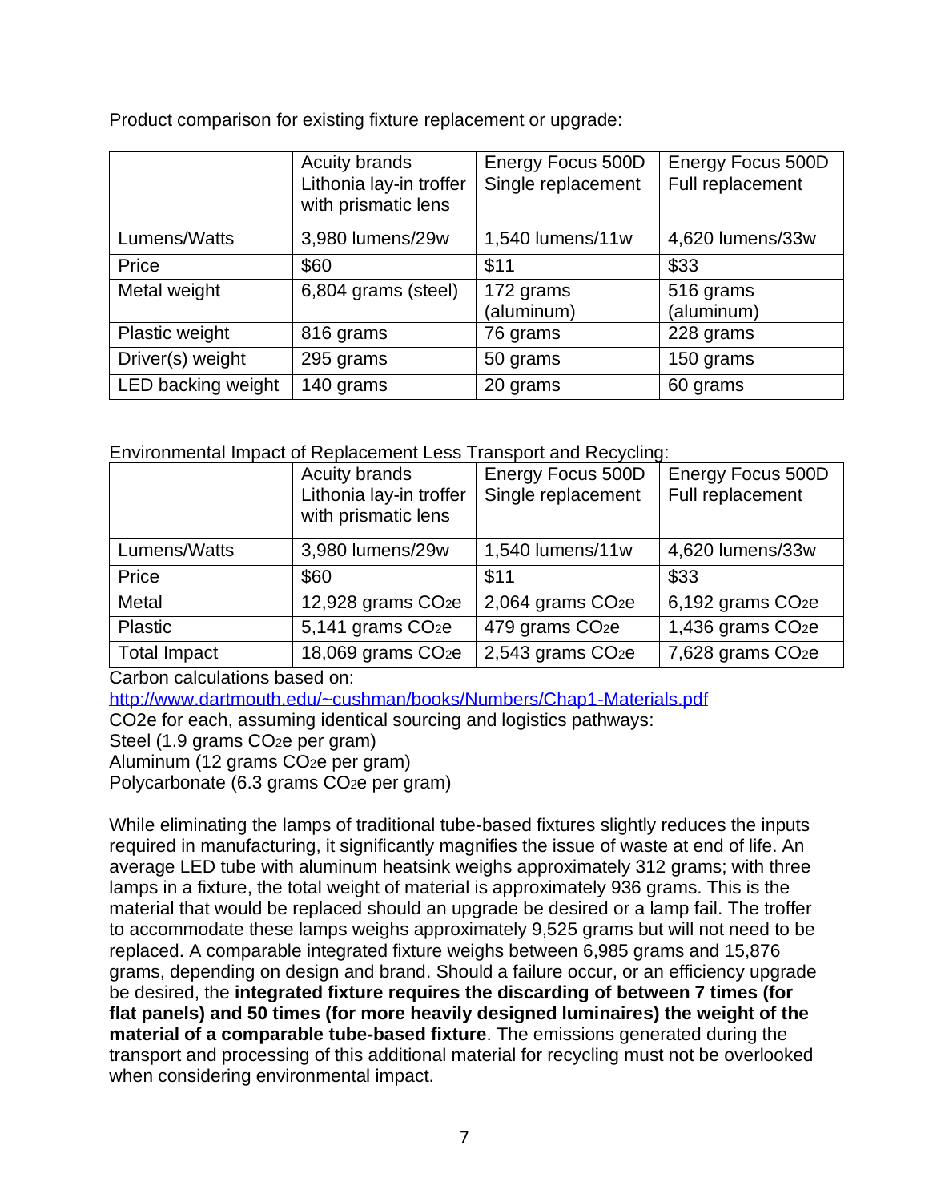Product comparison for existing fixture replacement or upgrade:

| | Acuity brands Lithonia lay-in troffer with prismatic lens | Energy Focus 500D Single replacement | Energy Focus 500D Full replacement |
|---|---|---|---|
| Lumens/Watts | 3,980 lumens/29w | 1,540 lumens/11w | 4,620 lumens/33w |
| Price | $60 | $11 | $33 |
| Metal weight | 6,804 grams (steel) | 172 grams (aluminum) | 516 grams (aluminum) |
| Plastic weight | 816 grams | 76 grams | 228 grams |
| Driver(s) weight | 295 grams | 50 grams | 150 grams |
| LED backing weight | 140 grams | 20 grams | 60 grams |

Environmental Impact of Replacement Less Transport and Recycling:

| | Acuity brands Lithonia lay-in troffer with prismatic lens | Energy Focus 500D Single replacement | Energy Focus 500D Full replacement |
|---|---|---|---|
| Lumens/Watts | 3,980 lumens/29w | 1,540 lumens/11w | 4,620 lumens/33w |
| Price | $60 | $11 | $33 |
| Metal | 12,928 grams $CO_2e$ | 2,064 grams $CO_2e$ | 6,192 grams $CO_2e$ |
| Plastic | 5,141 grams $CO_2e$ | 479 grams $CO_2e$ | 1,436 grams $CO_2e$ |
| Total Impact | 18,069 grams $CO_2e$ | 2,543 grams $CO_2e$ | 7,628 grams $CO_2e$ |

Carbon calculations based on:
http://www.dartmouth.edu/~cushman/books/Numbers/Chap1-Materials.pdf
$CO_2e$ for each, assuming identical sourcing and logistics pathways:
Steel (1.9 grams $CO_2e$ per gram)
Aluminum (12 grams $CO_2e$ per gram)
Polycarbonate (6.3 grams $CO_2e$ per gram)

While eliminating the lamps of traditional tube-based fixtures slightly reduces the inputs required in manufacturing, it significantly magnifies the issue of waste at end of life. An average LED tube with aluminum heatsink weighs approximately 312 grams; with three lamps in a fixture, the total weight of material is approximately 936 grams. This is the material that would be replaced should an upgrade be desired or a lamp fail. The troffer to accommodate these lamps weighs approximately 9,525 grams but will not need to be replaced. A comparable integrated fixture weighs between 6,985 grams and 15,876 grams, depending on design and brand. Should a failure occur, or an efficiency upgrade be desired, the **integrated fixture requires the discarding of between 7 times (for flat panels) and 50 times (for more heavily designed luminaires) the weight of the material of a comparable tube-based fixture**. The emissions generated during the transport and processing of this additional material for recycling must not be overlooked when considering environmental impact.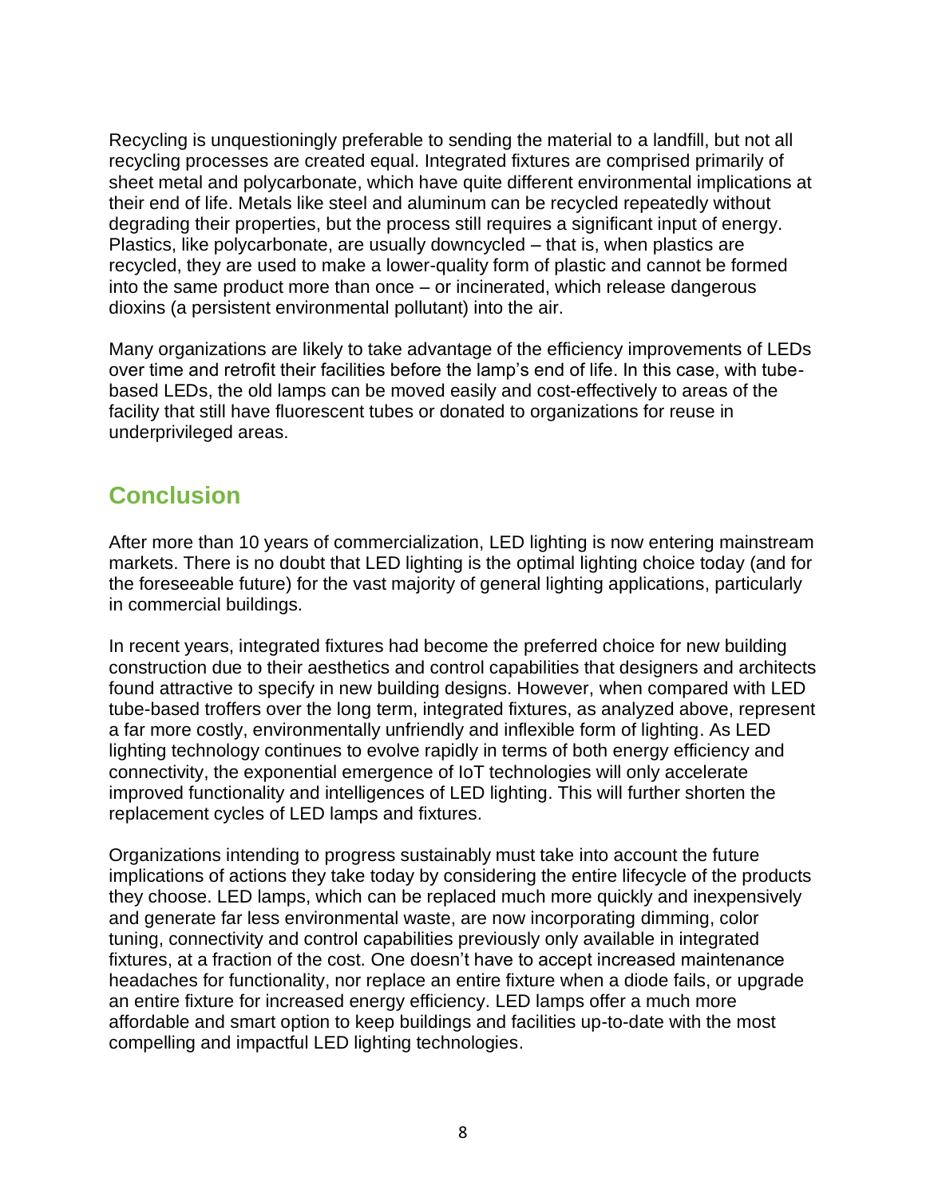Recycling is unquestioningly preferable to sending the material to a landfill, but not all recycling processes are created equal. Integrated fixtures are comprised primarily of sheet metal and polycarbonate, which have quite different environmental implications at their end of life. Metals like steel and aluminum can be recycled repeatedly without degrading their properties, but the process still requires a significant input of energy. Plastics, like polycarbonate, are usually downcycled – that is, when plastics are recycled, they are used to make a lower-quality form of plastic and cannot be formed into the same product more than once – or incinerated, which release dangerous dioxins (a persistent environmental pollutant) into the air.

Many organizations are likely to take advantage of the efficiency improvements of LEDs over time and retrofit their facilities before the lamp's end of life. In this case, with tube-based LEDs, the old lamps can be moved easily and cost-effectively to areas of the facility that still have fluorescent tubes or donated to organizations for reuse in underprivileged areas.

## Conclusion

After more than 10 years of commercialization, LED lighting is now entering mainstream markets. There is no doubt that LED lighting is the optimal lighting choice today (and for the foreseeable future) for the vast majority of general lighting applications, particularly in commercial buildings.

In recent years, integrated fixtures had become the preferred choice for new building construction due to their aesthetics and control capabilities that designers and architects found attractive to specify in new building designs. However, when compared with LED tube-based troffers over the long term, integrated fixtures, as analyzed above, represent a far more costly, environmentally unfriendly and inflexible form of lighting. As LED lighting technology continues to evolve rapidly in terms of both energy efficiency and connectivity, the exponential emergence of IoT technologies will only accelerate improved functionality and intelligences of LED lighting. This will further shorten the replacement cycles of LED lamps and fixtures.

Organizations intending to progress sustainably must take into account the future implications of actions they take today by considering the entire lifecycle of the products they choose. LED lamps, which can be replaced much more quickly and inexpensively and generate far less environmental waste, are now incorporating dimming, color tuning, connectivity and control capabilities previously only available in integrated fixtures, at a fraction of the cost. One doesn't have to accept increased maintenance headaches for functionality, nor replace an entire fixture when a diode fails, or upgrade an entire fixture for increased energy efficiency. LED lamps offer a much more affordable and smart option to keep buildings and facilities up-to-date with the most compelling and impactful LED lighting technologies.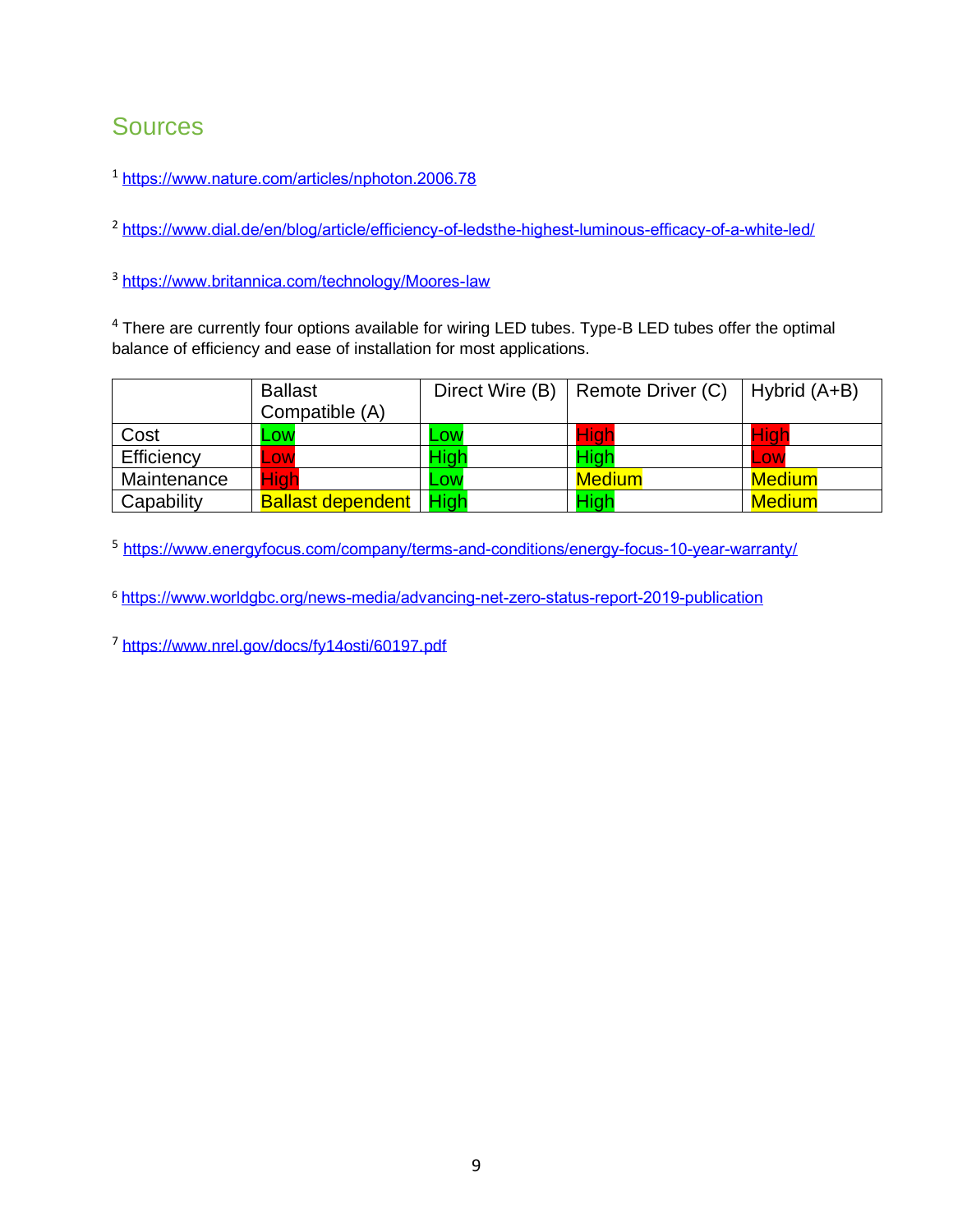## Sources

[1] https://www.nature.com/articles/nphoton.2006.78

[2] https://www.dial.de/en/blog/article/efficiency-of-ledsthe-highest-luminous-efficacy-of-a-white-led/

[3] https://www.britannica.com/technology/Moores-law

[4] There are currently four options available for wiring LED tubes. Type-B LED tubes offer the optimal balance of efficiency and ease of installation for most applications.

| | Ballast Compatible (A) | Direct Wire (B) | Remote Driver (C) | Hybrid (A+B) |
|---|---|---|---|---|
| Cost | Low | Low | High | High |
| Efficiency | Low | High | High | Low |
| Maintenance | High | Low | Medium | Medium |
| Capability | Ballast dependent | High | High | Medium |

[5] https://www.energyfocus.com/company/terms-and-conditions/energy-focus-10-year-warranty/

[6] https://www.worldgbc.org/news-media/advancing-net-zero-status-report-2019-publication

[7] https://www.nrel.gov/docs/fy14osti/60197.pdf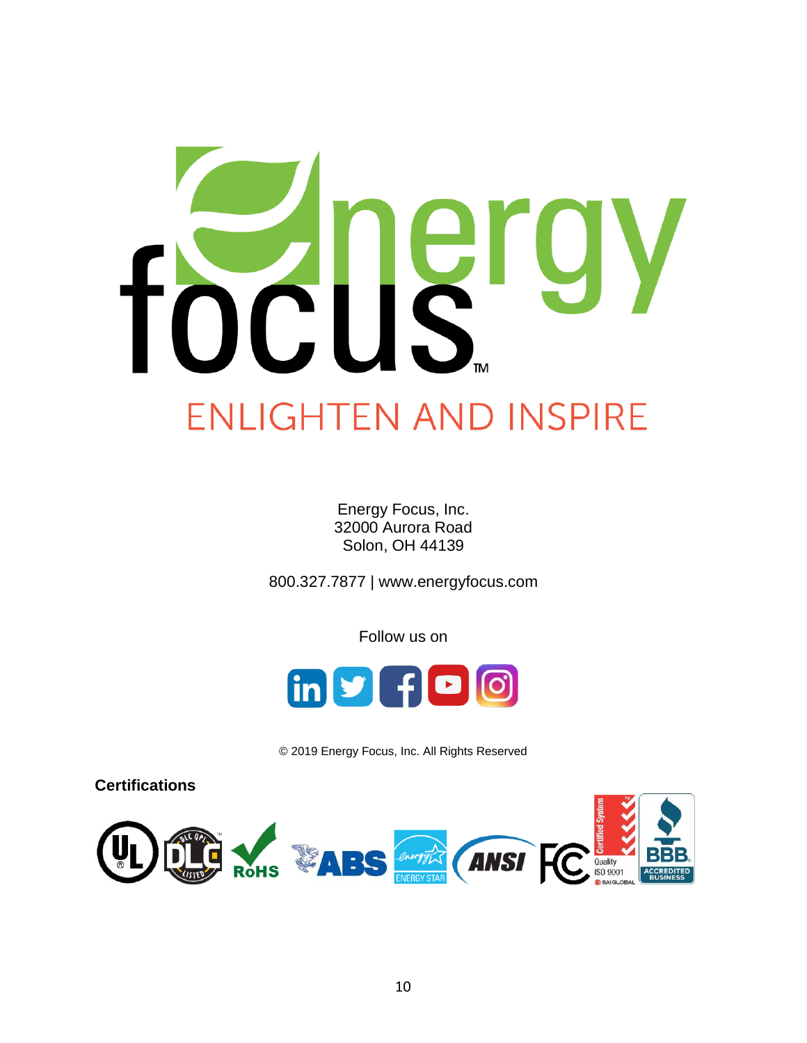energy focus™

ENLIGHTEN AND INSPIRE

Energy Focus, Inc.
32000 Aurora Road
Solon, OH 44139

800.327.7877 | www.energyfocus.com

Follow us on

© 2019 Energy Focus, Inc. All Rights Reserved

**Certifications**